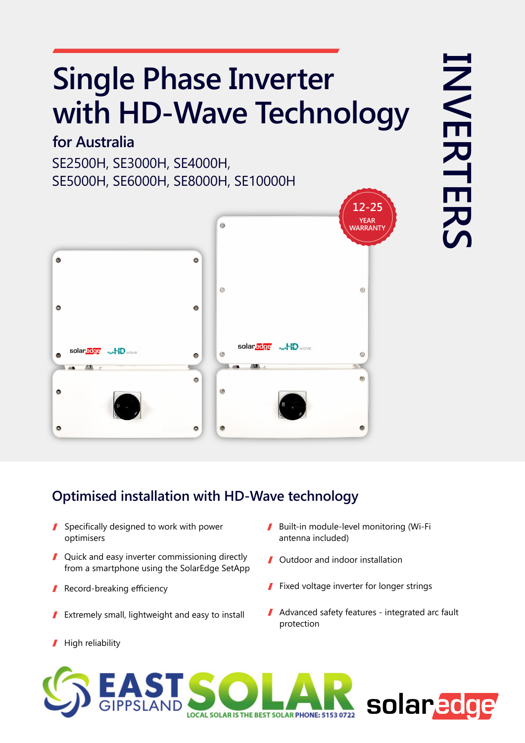# Single Phase Inverter with HD-Wave Technology

## for Australia

SE2500H, SE3000H, SE4000H, SE5000H, SE6000H, SE8000H, SE10000H

INVERTERS

12-25 YEAR WARRANTY

## Optimised installation with HD-Wave technology

- Specifically designed to work with power optimisers
- Quick and easy inverter commissioning directly from a smartphone using the SolarEdge SetApp
- Record-breaking efficiency
- Extremely small, lightweight and easy to install
- High reliability
- Built-in module-level monitoring (Wi-Fi antenna included)
- Outdoor and indoor installation
- Fixed voltage inverter for longer strings
- Advanced safety features - integrated arc fault protection

EAST GIPPSLAND SOLAR — LOCAL SOLAR IS THE BEST SOLAR PHONE: 5153 0722

solaredge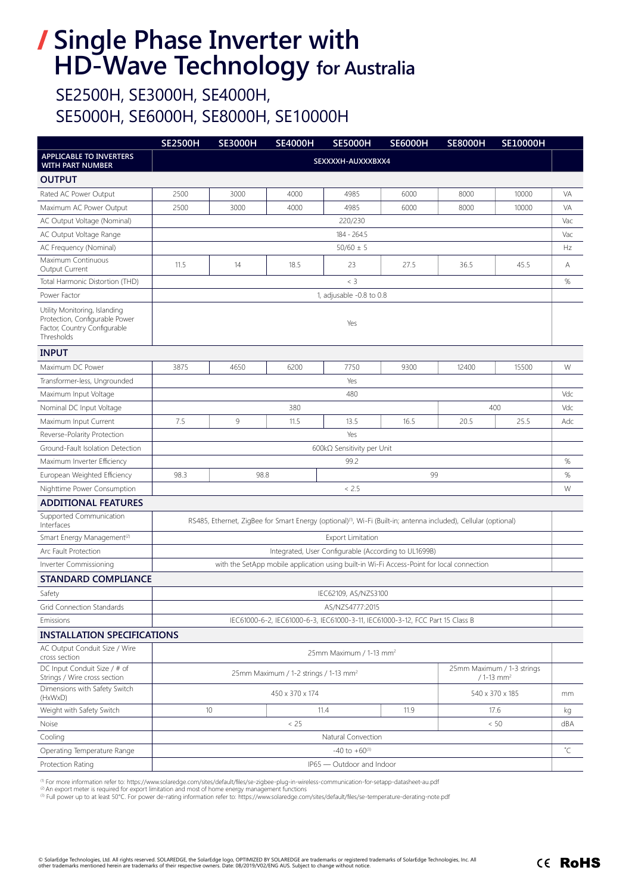# / Single Phase Inverter with HD-Wave Technology for Australia

## SE2500H, SE3000H, SE4000H, SE5000H, SE6000H, SE8000H, SE10000H

| | SE2500H | SE3000H | SE4000H | SE5000H | SE6000H | SE8000H | SE10000H | |
|---|---|---|---|---|---|---|---|---|
| APPLICABLE TO INVERTERS WITH PART NUMBER | SEXXXXH-AUXXXBXX4 | | | | | | | |
| **OUTPUT** | | | | | | | | |
| Rated AC Power Output | 2500 | 3000 | 4000 | 4985 | 6000 | 8000 | 10000 | VA |
| Maximum AC Power Output | 2500 | 3000 | 4000 | 4985 | 6000 | 8000 | 10000 | VA |
| AC Output Voltage (Nominal) | 220/230 | | | | | | | Vac |
| AC Output Voltage Range | 184 - 264.5 | | | | | | | Vac |
| AC Frequency (Nominal) | 50/60 ± 5 | | | | | | | Hz |
| Maximum Continuous Output Current | 11.5 | 14 | 18.5 | 23 | 27.5 | 36.5 | 45.5 | A |
| Total Harmonic Distortion (THD) | < 3 | | | | | | | % |
| Power Factor | 1, adjusable -0.8 to 0.8 | | | | | | | |
| Utility Monitoring, Islanding Protection, Configurable Power Factor, Country Configurable Thresholds | Yes | | | | | | | |
| **INPUT** | | | | | | | | |
| Maximum DC Power | 3875 | 4650 | 6200 | 7750 | 9300 | 12400 | 15500 | W |
| Transformer-less, Ungrounded | Yes | | | | | | | |
| Maximum Input Voltage | 480 | | | | | | | Vdc |
| Nominal DC Input Voltage | 380 | | | | | 400 | | Vdc |
| Maximum Input Current | 7.5 | 9 | 11.5 | 13.5 | 16.5 | 20.5 | 25.5 | Adc |
| Reverse-Polarity Protection | Yes | | | | | | | |
| Ground-Fault Isolation Detection | 600kΩ Sensitivity per Unit | | | | | | | |
| Maximum Inverter Efficiency | 99.2 | | | | | | | % |
| European Weighted Efficiency | 98.3 | 98.8 | | 99 | | | | % |
| Nighttime Power Consumption | < 2.5 | | | | | | | W |
| **ADDITIONAL FEATURES** | | | | | | | | |
| Supported Communication Interfaces | RS485, Ethernet, ZigBee for Smart Energy (optional)[1], Wi-Fi (Built-in; antenna included), Cellular (optional) | | | | | | | |
| Smart Energy Management[2] | Export Limitation | | | | | | | |
| Arc Fault Protection | Integrated, User Configurable (According to UL1699B) | | | | | | | |
| Inverter Commissioning | with the SetApp mobile application using built-in Wi-Fi Access-Point for local connection | | | | | | | |
| **STANDARD COMPLIANCE** | | | | | | | | |
| Safety | IEC62109, AS/NZS3100 | | | | | | | |
| Grid Connection Standards | AS/NZS4777:2015 | | | | | | | |
| Emissions | IEC61000-6-2, IEC61000-6-3, IEC61000-3-11, IEC61000-3-12, FCC Part 15 Class B | | | | | | | |
| **INSTALLATION SPECIFICATIONS** | | | | | | | | |
| AC Output Conduit Size / Wire cross section | 25mm Maximum / 1-13 mm² | | | | | | | |
| DC Input Conduit Size / # of Strings / Wire cross section | 25mm Maximum / 1-2 strings / 1-13 mm² | | | | | 25mm Maximum / 1-3 strings / 1-13 mm² | | |
| Dimensions with Safety Switch (HxWxD) | 450 x 370 x 174 | | | | | 540 x 370 x 185 | | mm |
| Weight with Safety Switch | 10 | | 11.4 | | 11.9 | 17.6 | | kg |
| Noise | < 25 | | | | | < 50 | | dBA |
| Cooling | Natural Convection | | | | | | | |
| Operating Temperature Range | -40 to +60[3] | | | | | | | ˚C |
| Protection Rating | IP65 — Outdoor and Indoor | | | | | | | |

[1] For more information refer to: https://www.solaredge.com/sites/default/files/se-zigbee-plug-in-wireless-communication-for-setapp-datasheet-au.pdf
[2] An export meter is required for export limitation and most of home energy management functions
[3] Full power up to at least 50°C. For power de-rating information refer to: https://www.solaredge.com/sites/default/files/se-temperature-derating-note.pdf

© SolarEdge Technologies, Ltd. All rights reserved. SOLAREDGE, the SolarEdge logo, OPTIMIZED BY SOLAREDGE are trademarks or registered trademarks of SolarEdge Technologies, Inc. All other trademarks mentioned herein are trademarks of their respective owners. Date: 08/2019/V02/ENG AUS. Subject to change without notice.

CE RoHS